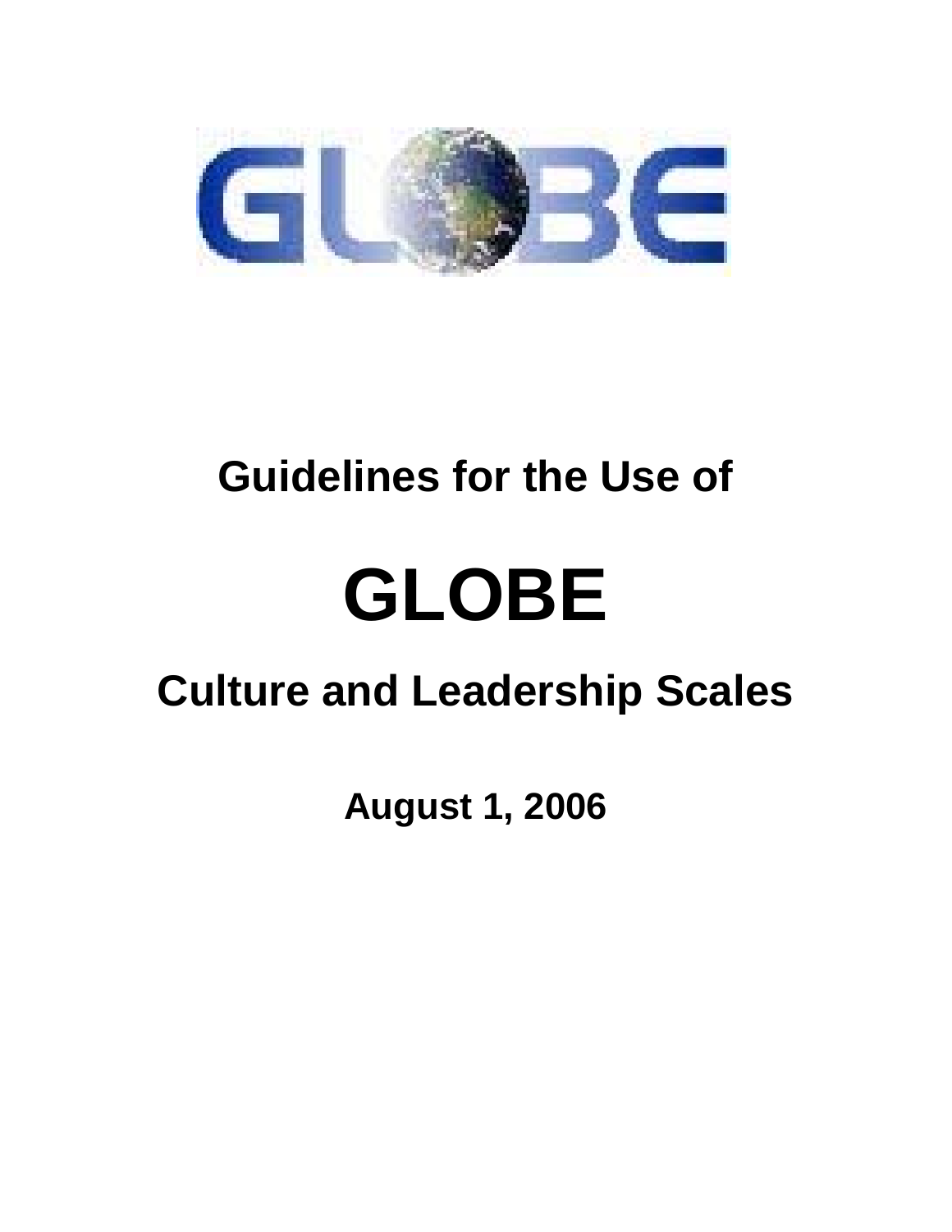# Guidelines for the Use of

# GLOBE

## Culture and Leadership Scales

**August 1, 2006**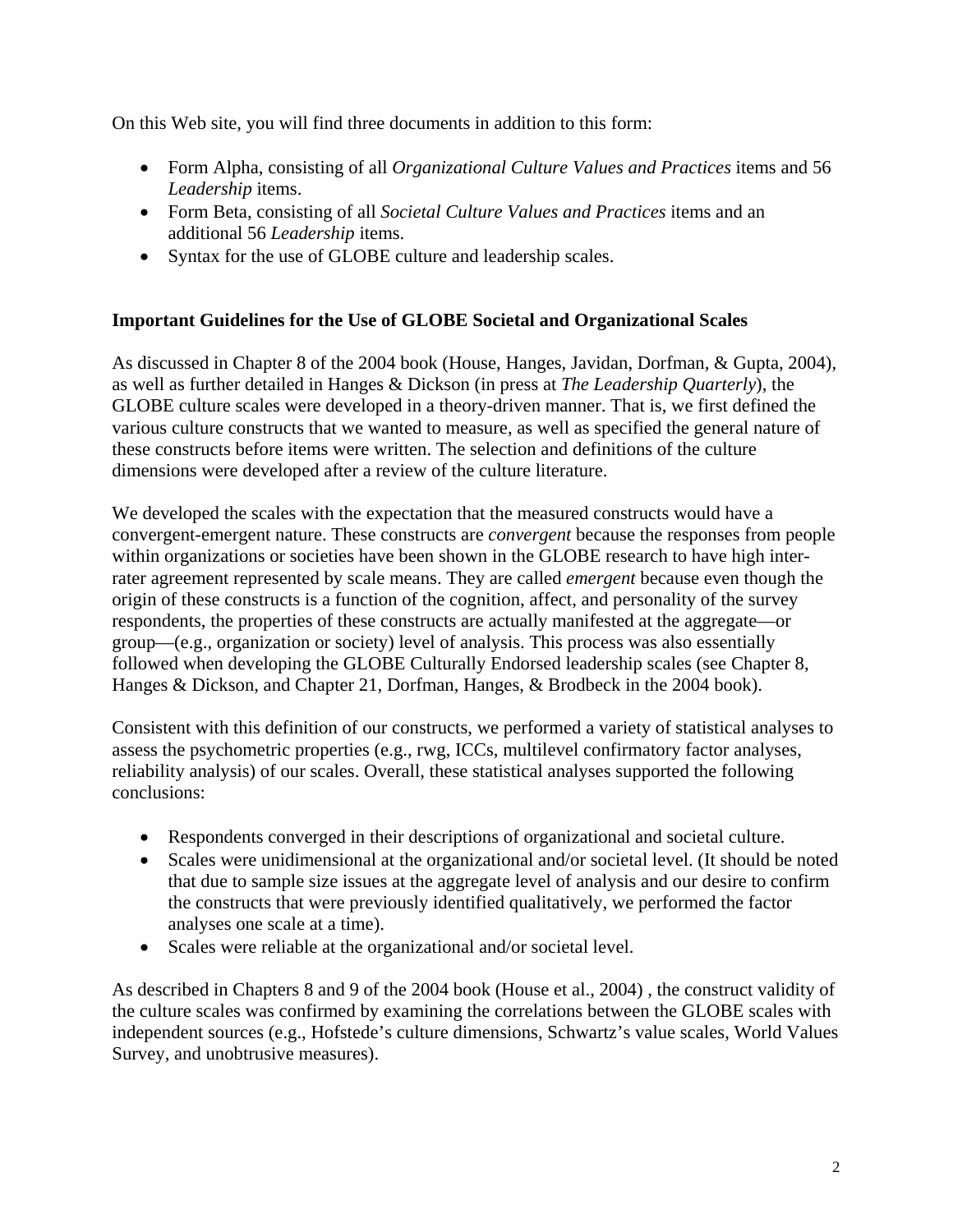On this Web site, you will find three documents in addition to this form:

- Form Alpha, consisting of all *Organizational Culture Values and Practices* items and 56 *Leadership* items.
- Form Beta, consisting of all *Societal Culture Values and Practices* items and an additional 56 *Leadership* items.
- Syntax for the use of GLOBE culture and leadership scales.

**Important Guidelines for the Use of GLOBE Societal and Organizational Scales**

As discussed in Chapter 8 of the 2004 book (House, Hanges, Javidan, Dorfman, & Gupta, 2004), as well as further detailed in Hanges & Dickson (in press at *The Leadership Quarterly*), the GLOBE culture scales were developed in a theory-driven manner. That is, we first defined the various culture constructs that we wanted to measure, as well as specified the general nature of these constructs before items were written. The selection and definitions of the culture dimensions were developed after a review of the culture literature.

We developed the scales with the expectation that the measured constructs would have a convergent-emergent nature. These constructs are *convergent* because the responses from people within organizations or societies have been shown in the GLOBE research to have high inter-rater agreement represented by scale means. They are called *emergent* because even though the origin of these constructs is a function of the cognition, affect, and personality of the survey respondents, the properties of these constructs are actually manifested at the aggregate—or group—(e.g., organization or society) level of analysis. This process was also essentially followed when developing the GLOBE Culturally Endorsed leadership scales (see Chapter 8, Hanges & Dickson, and Chapter 21, Dorfman, Hanges, & Brodbeck in the 2004 book).

Consistent with this definition of our constructs, we performed a variety of statistical analyses to assess the psychometric properties (e.g., rwg, ICCs, multilevel confirmatory factor analyses, reliability analysis) of our scales. Overall, these statistical analyses supported the following conclusions:

- Respondents converged in their descriptions of organizational and societal culture.
- Scales were unidimensional at the organizational and/or societal level. (It should be noted that due to sample size issues at the aggregate level of analysis and our desire to confirm the constructs that were previously identified qualitatively, we performed the factor analyses one scale at a time).
- Scales were reliable at the organizational and/or societal level.

As described in Chapters 8 and 9 of the 2004 book (House et al., 2004) , the construct validity of the culture scales was confirmed by examining the correlations between the GLOBE scales with independent sources (e.g., Hofstede's culture dimensions, Schwartz's value scales, World Values Survey, and unobtrusive measures).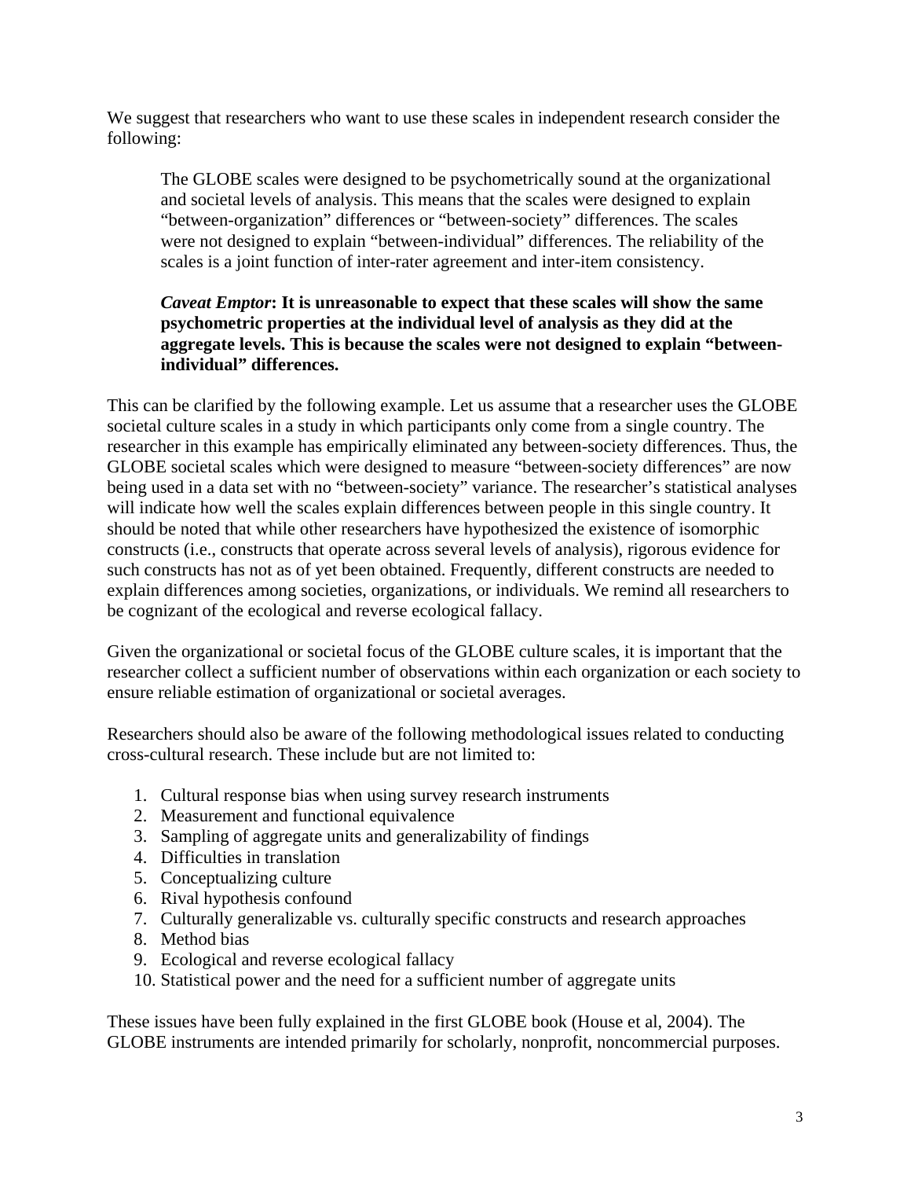We suggest that researchers who want to use these scales in independent research consider the following:

> The GLOBE scales were designed to be psychometrically sound at the organizational and societal levels of analysis. This means that the scales were designed to explain "between-organization" differences or "between-society" differences. The scales were not designed to explain "between-individual" differences. The reliability of the scales is a joint function of inter-rater agreement and inter-item consistency.
>
> ***Caveat Emptor*: It is unreasonable to expect that these scales will show the same psychometric properties at the individual level of analysis as they did at the aggregate levels. This is because the scales were not designed to explain "between-individual" differences.**

This can be clarified by the following example. Let us assume that a researcher uses the GLOBE societal culture scales in a study in which participants only come from a single country. The researcher in this example has empirically eliminated any between-society differences. Thus, the GLOBE societal scales which were designed to measure "between-society differences" are now being used in a data set with no "between-society" variance. The researcher's statistical analyses will indicate how well the scales explain differences between people in this single country. It should be noted that while other researchers have hypothesized the existence of isomorphic constructs (i.e., constructs that operate across several levels of analysis), rigorous evidence for such constructs has not as of yet been obtained. Frequently, different constructs are needed to explain differences among societies, organizations, or individuals. We remind all researchers to be cognizant of the ecological and reverse ecological fallacy.

Given the organizational or societal focus of the GLOBE culture scales, it is important that the researcher collect a sufficient number of observations within each organization or each society to ensure reliable estimation of organizational or societal averages.

Researchers should also be aware of the following methodological issues related to conducting cross-cultural research. These include but are not limited to:

1. Cultural response bias when using survey research instruments
2. Measurement and functional equivalence
3. Sampling of aggregate units and generalizability of findings
4. Difficulties in translation
5. Conceptualizing culture
6. Rival hypothesis confound
7. Culturally generalizable vs. culturally specific constructs and research approaches
8. Method bias
9. Ecological and reverse ecological fallacy
10. Statistical power and the need for a sufficient number of aggregate units

These issues have been fully explained in the first GLOBE book (House et al, 2004). The GLOBE instruments are intended primarily for scholarly, nonprofit, noncommercial purposes.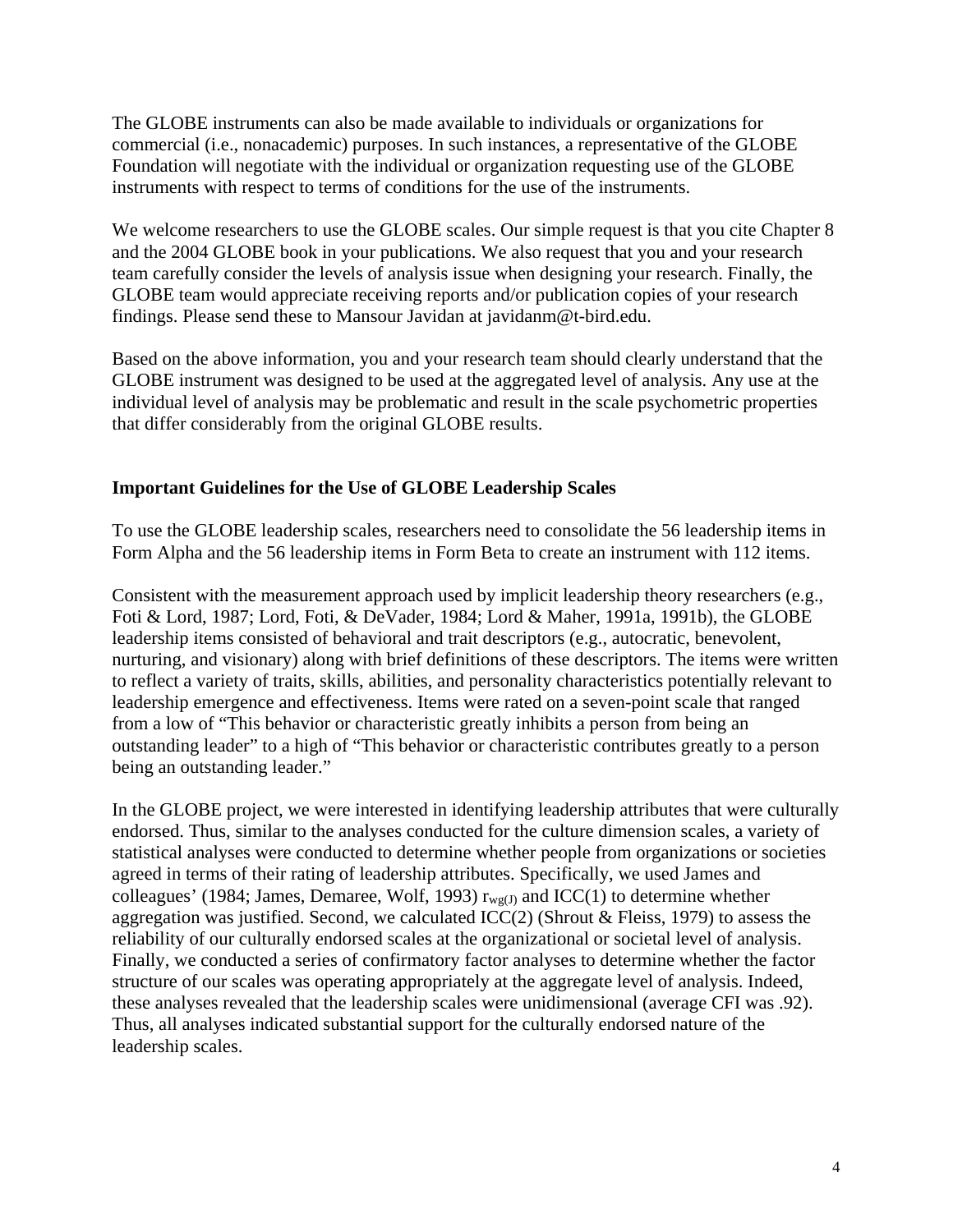The GLOBE instruments can also be made available to individuals or organizations for commercial (i.e., nonacademic) purposes. In such instances, a representative of the GLOBE Foundation will negotiate with the individual or organization requesting use of the GLOBE instruments with respect to terms of conditions for the use of the instruments.

We welcome researchers to use the GLOBE scales. Our simple request is that you cite Chapter 8 and the 2004 GLOBE book in your publications. We also request that you and your research team carefully consider the levels of analysis issue when designing your research. Finally, the GLOBE team would appreciate receiving reports and/or publication copies of your research findings. Please send these to Mansour Javidan at javidanm@t-bird.edu.

Based on the above information, you and your research team should clearly understand that the GLOBE instrument was designed to be used at the aggregated level of analysis. Any use at the individual level of analysis may be problematic and result in the scale psychometric properties that differ considerably from the original GLOBE results.

**Important Guidelines for the Use of GLOBE Leadership Scales**

To use the GLOBE leadership scales, researchers need to consolidate the 56 leadership items in Form Alpha and the 56 leadership items in Form Beta to create an instrument with 112 items.

Consistent with the measurement approach used by implicit leadership theory researchers (e.g., Foti & Lord, 1987; Lord, Foti, & DeVader, 1984; Lord & Maher, 1991a, 1991b), the GLOBE leadership items consisted of behavioral and trait descriptors (e.g., autocratic, benevolent, nurturing, and visionary) along with brief definitions of these descriptors. The items were written to reflect a variety of traits, skills, abilities, and personality characteristics potentially relevant to leadership emergence and effectiveness. Items were rated on a seven-point scale that ranged from a low of "This behavior or characteristic greatly inhibits a person from being an outstanding leader" to a high of "This behavior or characteristic contributes greatly to a person being an outstanding leader."

In the GLOBE project, we were interested in identifying leadership attributes that were culturally endorsed. Thus, similar to the analyses conducted for the culture dimension scales, a variety of statistical analyses were conducted to determine whether people from organizations or societies agreed in terms of their rating of leadership attributes. Specifically, we used James and colleagues' (1984; James, Demaree, Wolf, 1993) $r_{wg(J)}$ and ICC(1) to determine whether aggregation was justified. Second, we calculated ICC(2) (Shrout & Fleiss, 1979) to assess the reliability of our culturally endorsed scales at the organizational or societal level of analysis. Finally, we conducted a series of confirmatory factor analyses to determine whether the factor structure of our scales was operating appropriately at the aggregate level of analysis. Indeed, these analyses revealed that the leadership scales were unidimensional (average CFI was .92). Thus, all analyses indicated substantial support for the culturally endorsed nature of the leadership scales.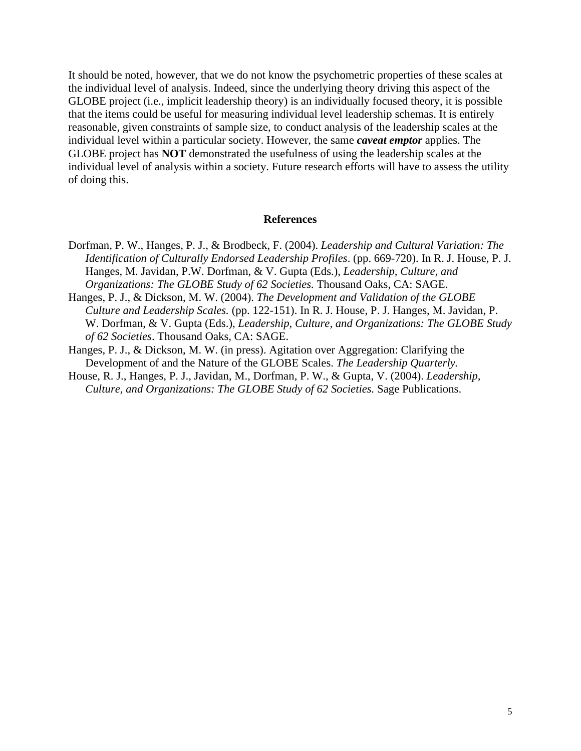It should be noted, however, that we do not know the psychometric properties of these scales at the individual level of analysis. Indeed, since the underlying theory driving this aspect of the GLOBE project (i.e., implicit leadership theory) is an individually focused theory, it is possible that the items could be useful for measuring individual level leadership schemas. It is entirely reasonable, given constraints of sample size, to conduct analysis of the leadership scales at the individual level within a particular society. However, the same ***caveat emptor*** applies. The GLOBE project has **NOT** demonstrated the usefulness of using the leadership scales at the individual level of analysis within a society. Future research efforts will have to assess the utility of doing this.

## References

Dorfman, P. W., Hanges, P. J., & Brodbeck, F. (2004). *Leadership and Cultural Variation: The Identification of Culturally Endorsed Leadership Profiles*. (pp. 669-720). In R. J. House, P. J. Hanges, M. Javidan, P.W. Dorfman, & V. Gupta (Eds.), *Leadership, Culture, and Organizations: The GLOBE Study of 62 Societies.* Thousand Oaks, CA: SAGE.

Hanges, P. J., & Dickson, M. W. (2004). *The Development and Validation of the GLOBE Culture and Leadership Scales.* (pp. 122-151). In R. J. House, P. J. Hanges, M. Javidan, P. W. Dorfman, & V. Gupta (Eds.), *Leadership, Culture, and Organizations: The GLOBE Study of 62 Societies*. Thousand Oaks, CA: SAGE.

Hanges, P. J., & Dickson, M. W. (in press). Agitation over Aggregation: Clarifying the Development of and the Nature of the GLOBE Scales. *The Leadership Quarterly.*

House, R. J., Hanges, P. J., Javidan, M., Dorfman, P. W., & Gupta, V. (2004). *Leadership, Culture, and Organizations: The GLOBE Study of 62 Societies.* Sage Publications.